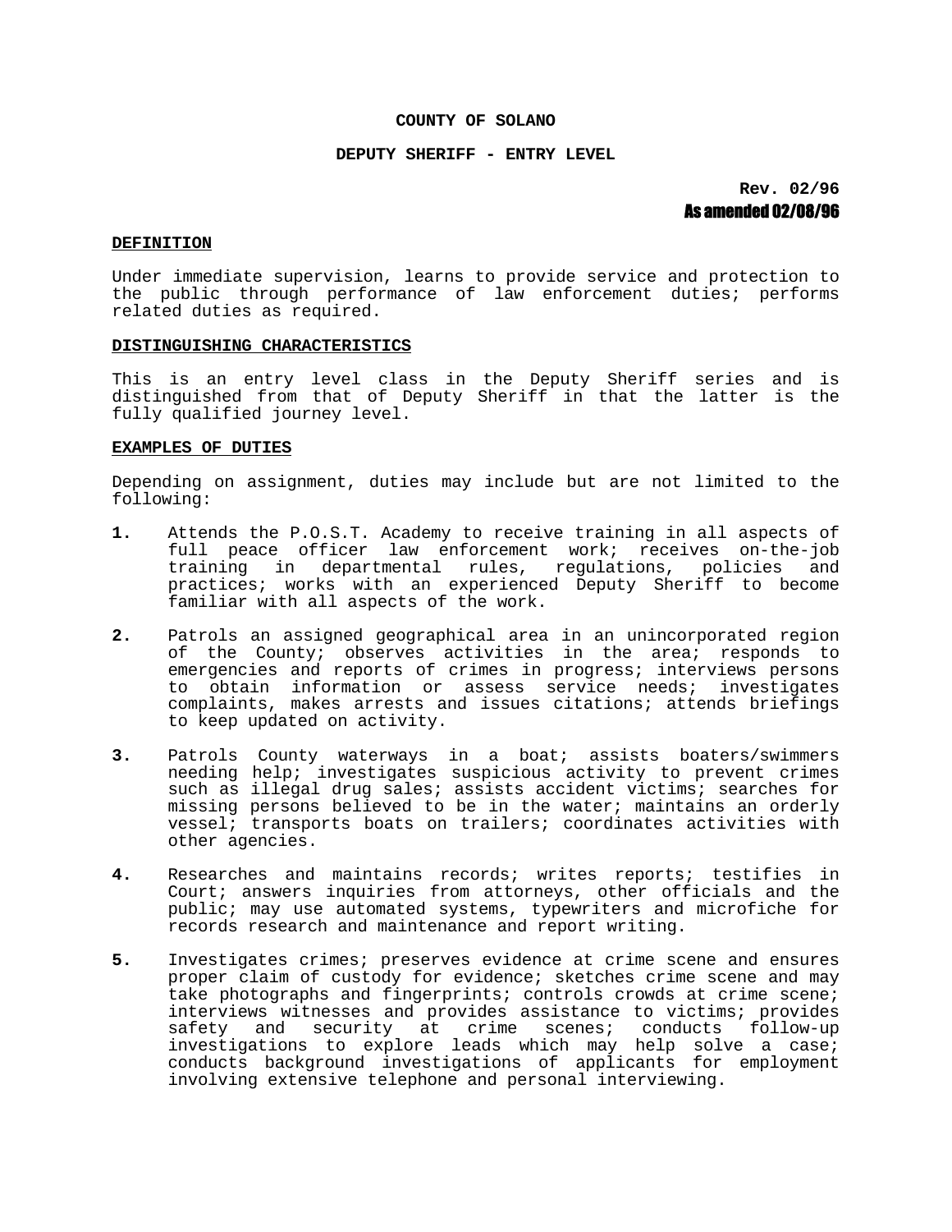# COUNTY OF SOLANO

## DEPUTY SHERIFF - ENTRY LEVEL

**Rev. 02/96**
**As amended 02/08/96**

### DEFINITION

Under immediate supervision, learns to provide service and protection to the public through performance of law enforcement duties; performs related duties as required.

### DISTINGUISHING CHARACTERISTICS

This is an entry level class in the Deputy Sheriff series and is distinguished from that of Deputy Sheriff in that the latter is the fully qualified journey level.

### EXAMPLES OF DUTIES

Depending on assignment, duties may include but are not limited to the following:

**1.** Attends the P.O.S.T. Academy to receive training in all aspects of full peace officer law enforcement work; receives on-the-job training in departmental rules, regulations, policies and practices; works with an experienced Deputy Sheriff to become familiar with all aspects of the work.

**2.** Patrols an assigned geographical area in an unincorporated region of the County; observes activities in the area; responds to emergencies and reports of crimes in progress; interviews persons to obtain information or assess service needs; investigates complaints, makes arrests and issues citations; attends briefings to keep updated on activity.

**3.** Patrols County waterways in a boat; assists boaters/swimmers needing help; investigates suspicious activity to prevent crimes such as illegal drug sales; assists accident victims; searches for missing persons believed to be in the water; maintains an orderly vessel; transports boats on trailers; coordinates activities with other agencies.

**4.** Researches and maintains records; writes reports; testifies in Court; answers inquiries from attorneys, other officials and the public; may use automated systems, typewriters and microfiche for records research and maintenance and report writing.

**5.** Investigates crimes; preserves evidence at crime scene and ensures proper claim of custody for evidence; sketches crime scene and may take photographs and fingerprints; controls crowds at crime scene; interviews witnesses and provides assistance to victims; provides safety and security at crime scenes; conducts follow-up investigations to explore leads which may help solve a case; conducts background investigations of applicants for employment involving extensive telephone and personal interviewing.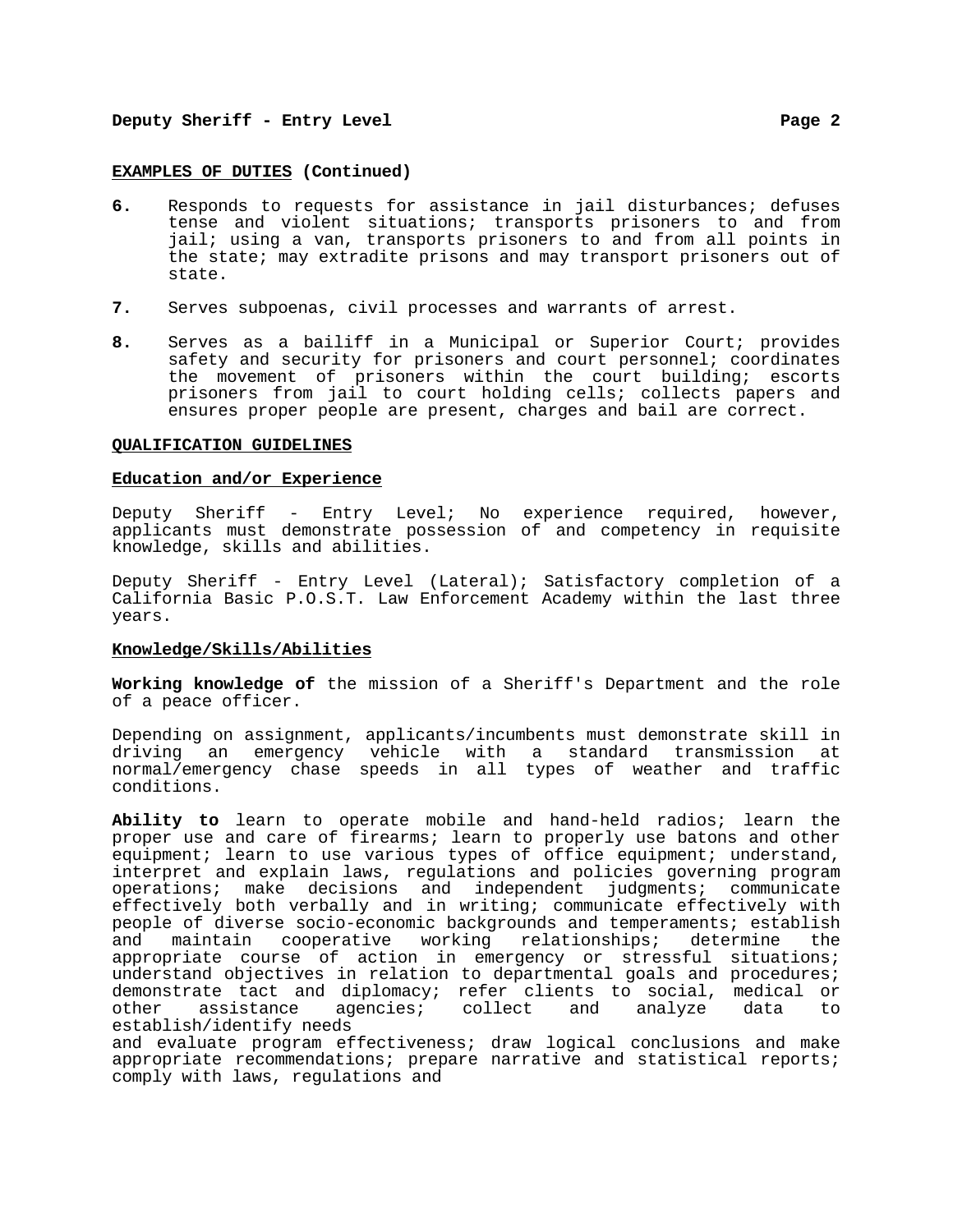**EXAMPLES OF DUTIES (Continued)**

6. Responds to requests for assistance in jail disturbances; defuses tense and violent situations; transports prisoners to and from jail; using a van, transports prisoners to and from all points in the state; may extradite prisons and may transport prisoners out of state.

7. Serves subpoenas, civil processes and warrants of arrest.

8. Serves as a bailiff in a Municipal or Superior Court; provides safety and security for prisoners and court personnel; coordinates the movement of prisoners within the court building; escorts prisoners from jail to court holding cells; collects papers and ensures proper people are present, charges and bail are correct.

## QUALIFICATION GUIDELINES

### Education and/or Experience

Deputy Sheriff - Entry Level; No experience required, however, applicants must demonstrate possession of and competency in requisite knowledge, skills and abilities.

Deputy Sheriff - Entry Level (Lateral); Satisfactory completion of a California Basic P.O.S.T. Law Enforcement Academy within the last three years.

### Knowledge/Skills/Abilities

**Working knowledge of** the mission of a Sheriff's Department and the role of a peace officer.

Depending on assignment, applicants/incumbents must demonstrate skill in driving an emergency vehicle with a standard transmission at normal/emergency chase speeds in all types of weather and traffic conditions.

**Ability to** learn to operate mobile and hand-held radios; learn the proper use and care of firearms; learn to properly use batons and other equipment; learn to use various types of office equipment; understand, interpret and explain laws, regulations and policies governing program operations; make decisions and independent judgments; communicate effectively both verbally and in writing; communicate effectively with people of diverse socio-economic backgrounds and temperaments; establish and maintain cooperative working relationships; determine the appropriate course of action in emergency or stressful situations; understand objectives in relation to departmental goals and procedures; demonstrate tact and diplomacy; refer clients to social, medical or other assistance agencies; collect and analyze data to establish/identify needs
and evaluate program effectiveness; draw logical conclusions and make appropriate recommendations; prepare narrative and statistical reports; comply with laws, regulations and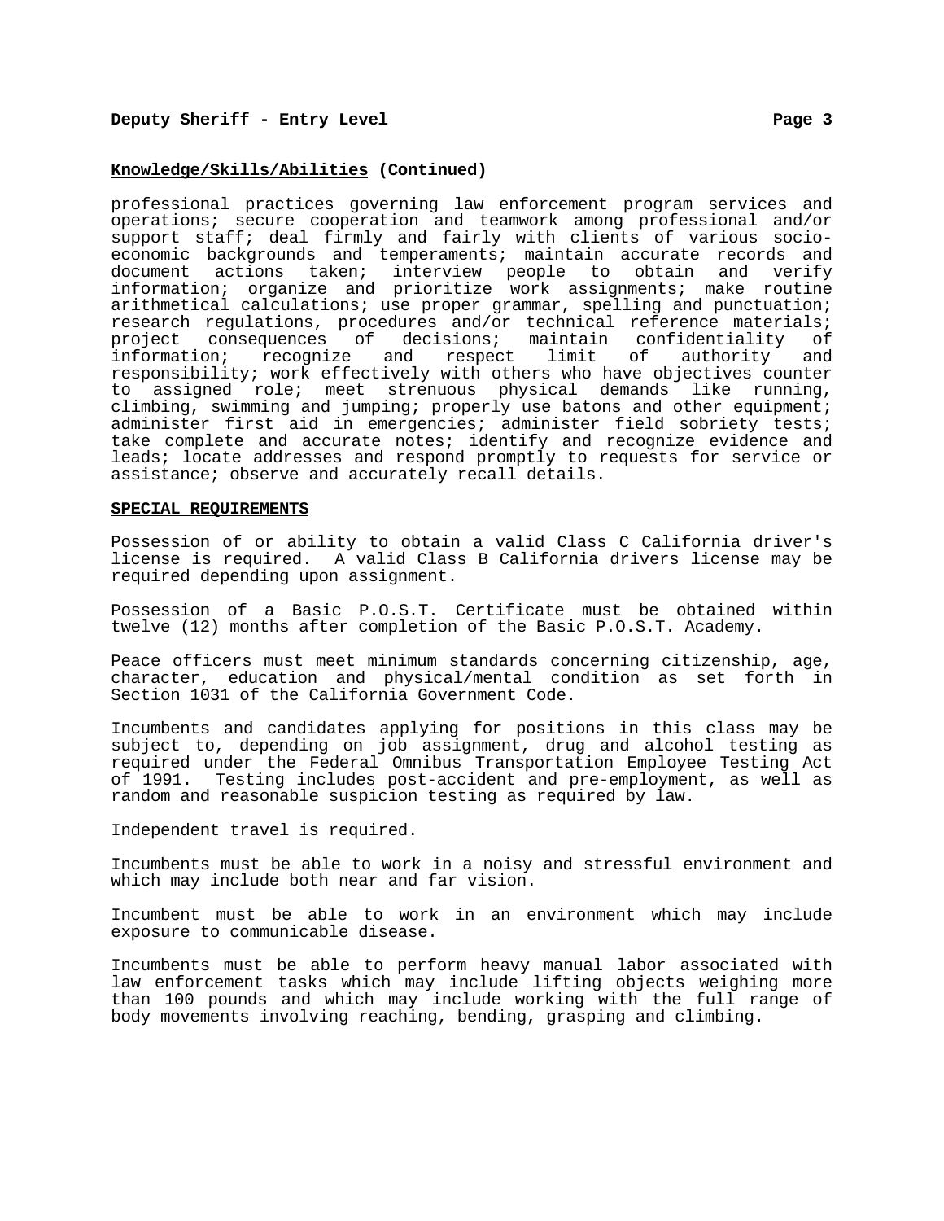**Knowledge/Skills/Abilities (Continued)**

professional practices governing law enforcement program services and operations; secure cooperation and teamwork among professional and/or support staff; deal firmly and fairly with clients of various socio-economic backgrounds and temperaments; maintain accurate records and document actions taken; interview people to obtain and verify information; organize and prioritize work assignments; make routine arithmetical calculations; use proper grammar, spelling and punctuation; research regulations, procedures and/or technical reference materials; project consequences of decisions; maintain confidentiality of information; recognize and respect limit of authority and responsibility; work effectively with others who have objectives counter to assigned role; meet strenuous physical demands like running, climbing, swimming and jumping; properly use batons and other equipment; administer first aid in emergencies; administer field sobriety tests; take complete and accurate notes; identify and recognize evidence and leads; locate addresses and respond promptly to requests for service or assistance; observe and accurately recall details.

## SPECIAL REQUIREMENTS

Possession of or ability to obtain a valid Class C California driver's license is required. A valid Class B California drivers license may be required depending upon assignment.

Possession of a Basic P.O.S.T. Certificate must be obtained within twelve (12) months after completion of the Basic P.O.S.T. Academy.

Peace officers must meet minimum standards concerning citizenship, age, character, education and physical/mental condition as set forth in Section 1031 of the California Government Code.

Incumbents and candidates applying for positions in this class may be subject to, depending on job assignment, drug and alcohol testing as required under the Federal Omnibus Transportation Employee Testing Act of 1991. Testing includes post-accident and pre-employment, as well as random and reasonable suspicion testing as required by law.

Independent travel is required.

Incumbents must be able to work in a noisy and stressful environment and which may include both near and far vision.

Incumbent must be able to work in an environment which may include exposure to communicable disease.

Incumbents must be able to perform heavy manual labor associated with law enforcement tasks which may include lifting objects weighing more than 100 pounds and which may include working with the full range of body movements involving reaching, bending, grasping and climbing.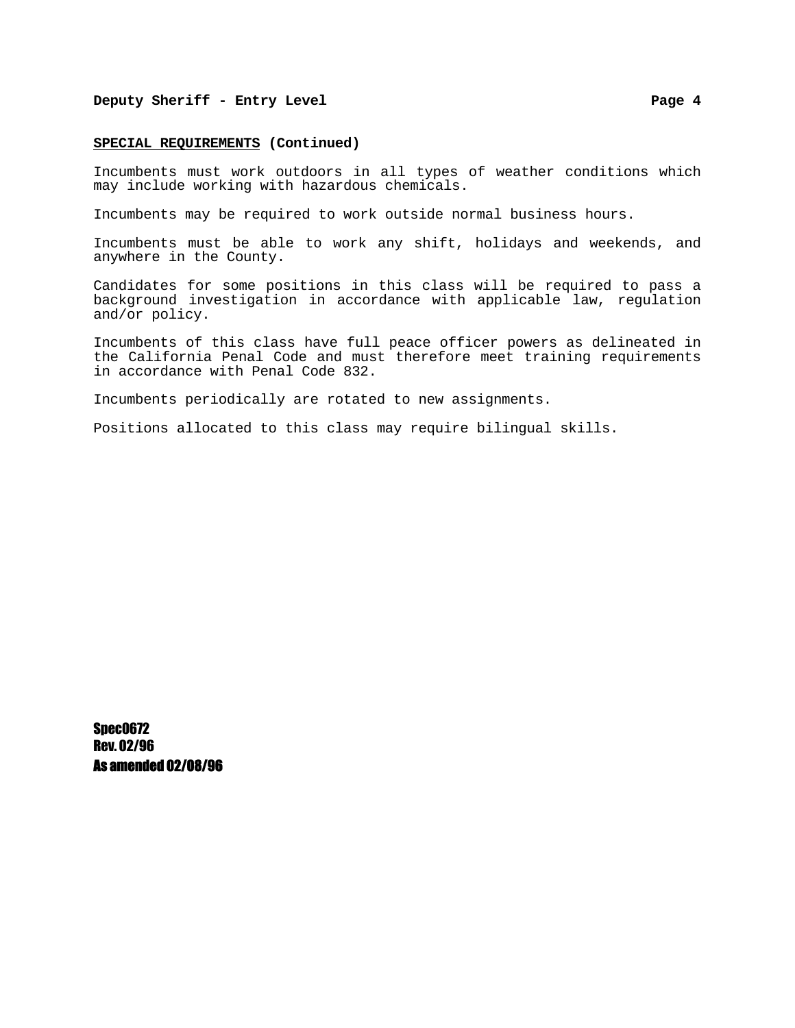**SPECIAL REQUIREMENTS (Continued)**

Incumbents must work outdoors in all types of weather conditions which may include working with hazardous chemicals.

Incumbents may be required to work outside normal business hours.

Incumbents must be able to work any shift, holidays and weekends, and anywhere in the County.

Candidates for some positions in this class will be required to pass a background investigation in accordance with applicable law, regulation and/or policy.

Incumbents of this class have full peace officer powers as delineated in the California Penal Code and must therefore meet training requirements in accordance with Penal Code 832.

Incumbents periodically are rotated to new assignments.

Positions allocated to this class may require bilingual skills.

Spec0672
Rev. 02/96
As amended 02/08/96